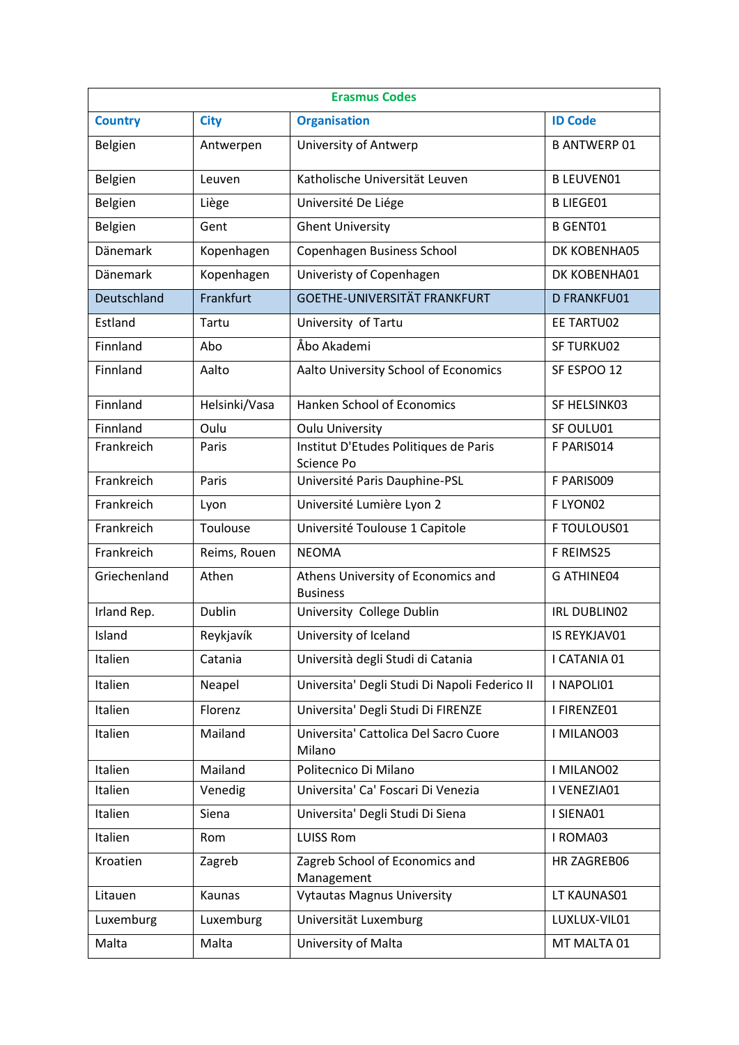| Erasmus Codes | | | |
|---|---|---|---|
| **Country** | **City** | **Organisation** | **ID Code** |
| Belgien | Antwerpen | University of Antwerp | B ANTWERP 01 |
| Belgien | Leuven | Katholische Universität Leuven | B LEUVEN01 |
| Belgien | Liège | Université De Liége | B LIEGE01 |
| Belgien | Gent | Ghent University | B GENT01 |
| Dänemark | Kopenhagen | Copenhagen Business School | DK KOBENHA05 |
| Dänemark | Kopenhagen | Univeristy of Copenhagen | DK KOBENHA01 |
| Deutschland | Frankfurt | GOETHE-UNIVERSITÄT FRANKFURT | D FRANKFU01 |
| Estland | Tartu | University of Tartu | EE TARTU02 |
| Finnland | Abo | Åbo Akademi | SF TURKU02 |
| Finnland | Aalto | Aalto University School of Economics | SF ESPOO 12 |
| Finnland | Helsinki/Vasa | Hanken School of Economics | SF HELSINK03 |
| Finnland | Oulu | Oulu University | SF OULU01 |
| Frankreich | Paris | Institut D'Etudes Politiques de Paris Science Po | F PARIS014 |
| Frankreich | Paris | Université Paris Dauphine-PSL | F PARIS009 |
| Frankreich | Lyon | Université Lumière Lyon 2 | F LYON02 |
| Frankreich | Toulouse | Université Toulouse 1 Capitole | F TOULOUS01 |
| Frankreich | Reims, Rouen | NEOMA | F REIMS25 |
| Griechenland | Athen | Athens University of Economics and Business | G ATHINE04 |
| Irland Rep. | Dublin | University College Dublin | IRL DUBLIN02 |
| Island | Reykjavík | University of Iceland | IS REYKJAV01 |
| Italien | Catania | Università degli Studi di Catania | I CATANIA 01 |
| Italien | Neapel | Universita' Degli Studi Di Napoli Federico II | I NAPOLI01 |
| Italien | Florenz | Universita' Degli Studi Di FIRENZE | I FIRENZE01 |
| Italien | Mailand | Universita' Cattolica Del Sacro Cuore Milano | I MILANO03 |
| Italien | Mailand | Politecnico Di Milano | I MILANO02 |
| Italien | Venedig | Universita' Ca' Foscari Di Venezia | I VENEZIA01 |
| Italien | Siena | Universita' Degli Studi Di Siena | I SIENA01 |
| Italien | Rom | LUISS Rom | I ROMA03 |
| Kroatien | Zagreb | Zagreb School of Economics and Management | HR ZAGREB06 |
| Litauen | Kaunas | Vytautas Magnus University | LT KAUNAS01 |
| Luxemburg | Luxemburg | Universität Luxemburg | LUXLUX-VIL01 |
| Malta | Malta | University of Malta | MT MALTA 01 |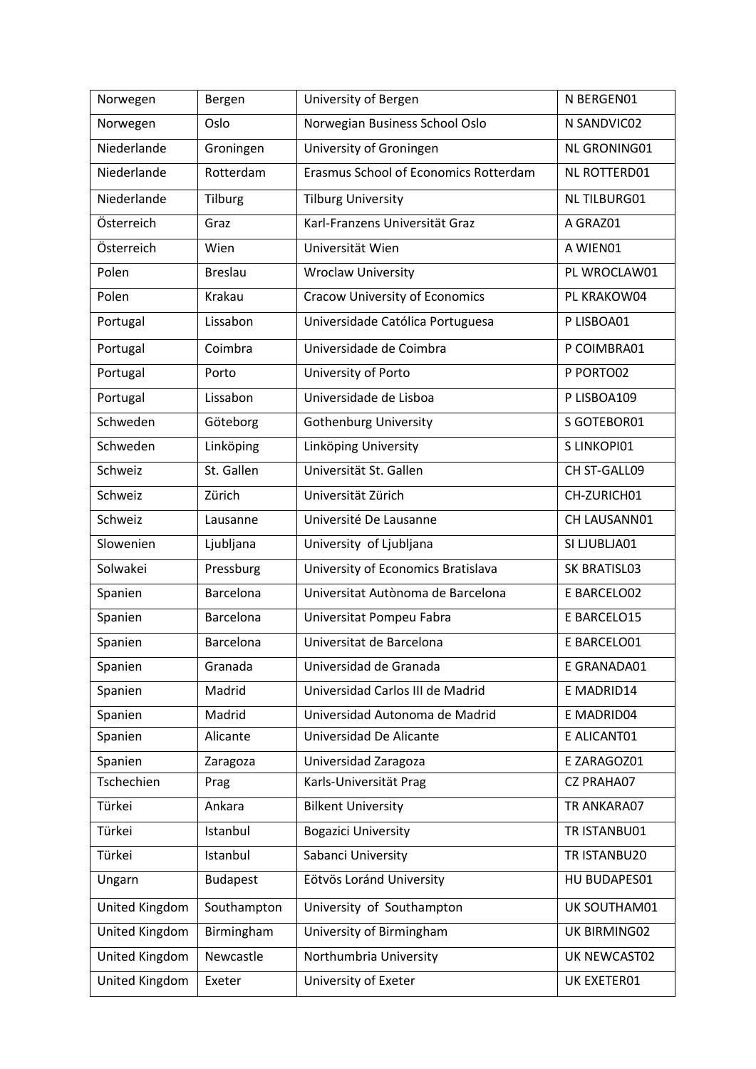| Norwegen | Bergen | University of Bergen | N BERGEN01 |
|---|---|---|---|
| Norwegen | Oslo | Norwegian Business School Oslo | N SANDVIC02 |
| Niederlande | Groningen | University of Groningen | NL GRONING01 |
| Niederlande | Rotterdam | Erasmus School of Economics Rotterdam | NL ROTTERD01 |
| Niederlande | Tilburg | Tilburg University | NL TILBURG01 |
| Österreich | Graz | Karl-Franzens Universität Graz | A GRAZ01 |
| Österreich | Wien | Universität Wien | A WIEN01 |
| Polen | Breslau | Wroclaw University | PL WROCLAW01 |
| Polen | Krakau | Cracow University of Economics | PL KRAKOW04 |
| Portugal | Lissabon | Universidade Católica Portuguesa | P LISBOA01 |
| Portugal | Coimbra | Universidade de Coimbra | P COIMBRA01 |
| Portugal | Porto | University of Porto | P PORTO02 |
| Portugal | Lissabon | Universidade de Lisboa | P LISBOA109 |
| Schweden | Göteborg | Gothenburg University | S GOTEBOR01 |
| Schweden | Linköping | Linköping University | S LINKOPI01 |
| Schweiz | St. Gallen | Universität St. Gallen | CH ST-GALL09 |
| Schweiz | Zürich | Universität Zürich | CH-ZURICH01 |
| Schweiz | Lausanne | Université De Lausanne | CH LAUSANN01 |
| Slowenien | Ljubljana | University of Ljubljana | SI LJUBLJA01 |
| Solwakei | Pressburg | University of Economics Bratislava | SK BRATISL03 |
| Spanien | Barcelona | Universitat Autònoma de Barcelona | E BARCELO02 |
| Spanien | Barcelona | Universitat Pompeu Fabra | E BARCELO15 |
| Spanien | Barcelona | Universitat de Barcelona | E BARCELO01 |
| Spanien | Granada | Universidad de Granada | E GRANADA01 |
| Spanien | Madrid | Universidad Carlos III de Madrid | E MADRID14 |
| Spanien | Madrid | Universidad Autonoma de Madrid | E MADRID04 |
| Spanien | Alicante | Universidad De Alicante | E ALICANT01 |
| Spanien | Zaragoza | Universidad Zaragoza | E ZARAGOZ01 |
| Tschechien | Prag | Karls-Universität Prag | CZ PRAHA07 |
| Türkei | Ankara | Bilkent University | TR ANKARA07 |
| Türkei | Istanbul | Bogazici University | TR ISTANBU01 |
| Türkei | Istanbul | Sabanci University | TR ISTANBU20 |
| Ungarn | Budapest | Eötvös Loránd University | HU BUDAPES01 |
| United Kingdom | Southampton | University of Southampton | UK SOUTHAM01 |
| United Kingdom | Birmingham | University of Birmingham | UK BIRMING02 |
| United Kingdom | Newcastle | Northumbria University | UK NEWCAST02 |
| United Kingdom | Exeter | University of Exeter | UK EXETER01 |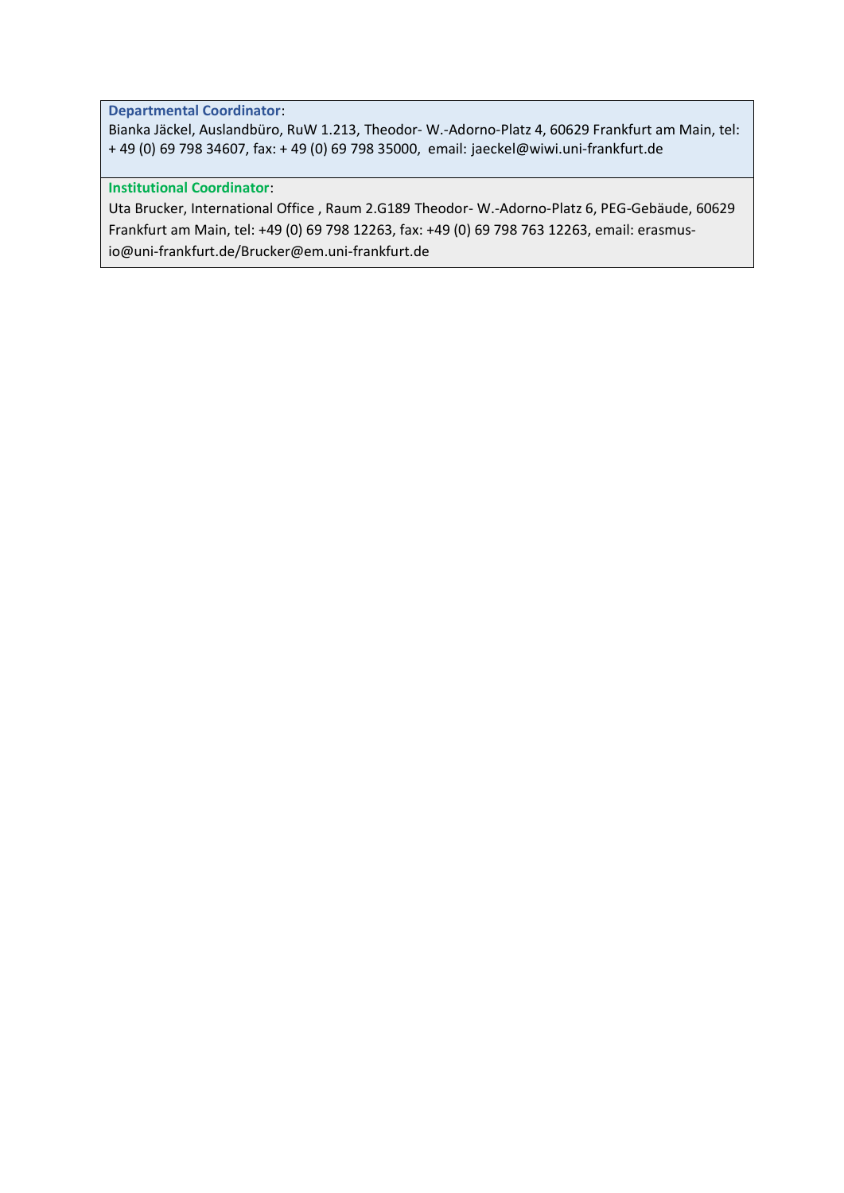**Departmental Coordinator**:
Bianka Jäckel, Auslandbüro, RuW 1.213, Theodor- W.-Adorno-Platz 4, 60629 Frankfurt am Main, tel: + 49 (0) 69 798 34607, fax: + 49 (0) 69 798 35000, email: jaeckel@wiwi.uni-frankfurt.de

**Institutional Coordinator**:
Uta Brucker, International Office , Raum 2.G189 Theodor- W.-Adorno-Platz 6, PEG-Gebäude, 60629 Frankfurt am Main, tel: +49 (0) 69 798 12263, fax: +49 (0) 69 798 763 12263, email: erasmus-io@uni-frankfurt.de/Brucker@em.uni-frankfurt.de